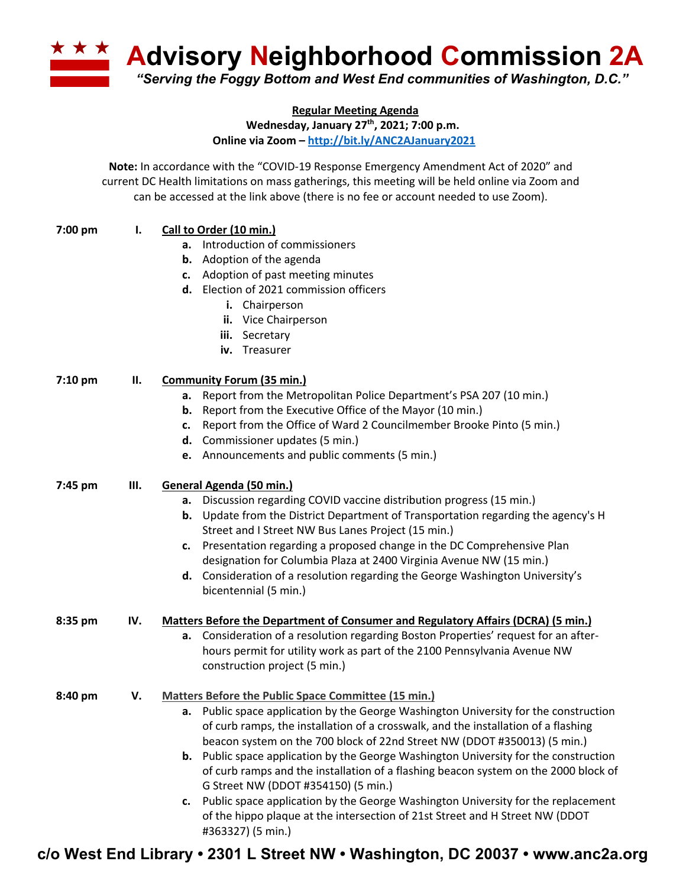# Advisory Neighborhood Commission 2A

*"Serving the Foggy Bottom and West End communities of Washington, D.C."*

**Regular Meeting Agenda**
**Wednesday, January 27th, 2021; 7:00 p.m.**
**Online via Zoom – http://bit.ly/ANC2AJanuary2021**

**Note:** In accordance with the "COVID-19 Response Emergency Amendment Act of 2020" and current DC Health limitations on mass gatherings, this meeting will be held online via Zoom and can be accessed at the link above (there is no fee or account needed to use Zoom).

**7:00 pm** **I.** **Call to Order (10 min.)**

- **a.** Introduction of commissioners
- **b.** Adoption of the agenda
- **c.** Adoption of past meeting minutes
- **d.** Election of 2021 commission officers
  - **i.** Chairperson
  - **ii.** Vice Chairperson
  - **iii.** Secretary
  - **iv.** Treasurer

**7:10 pm** **II.** **Community Forum (35 min.)**

- **a.** Report from the Metropolitan Police Department's PSA 207 (10 min.)
- **b.** Report from the Executive Office of the Mayor (10 min.)
- **c.** Report from the Office of Ward 2 Councilmember Brooke Pinto (5 min.)
- **d.** Commissioner updates (5 min.)
- **e.** Announcements and public comments (5 min.)

**7:45 pm** **III.** **General Agenda (50 min.)**

- **a.** Discussion regarding COVID vaccine distribution progress (15 min.)
- **b.** Update from the District Department of Transportation regarding the agency's H Street and I Street NW Bus Lanes Project (15 min.)
- **c.** Presentation regarding a proposed change in the DC Comprehensive Plan designation for Columbia Plaza at 2400 Virginia Avenue NW (15 min.)
- **d.** Consideration of a resolution regarding the George Washington University's bicentennial (5 min.)

**8:35 pm** **IV.** **Matters Before the Department of Consumer and Regulatory Affairs (DCRA) (5 min.)**

- **a.** Consideration of a resolution regarding Boston Properties' request for an after-hours permit for utility work as part of the 2100 Pennsylvania Avenue NW construction project (5 min.)

**8:40 pm** **V.** **Matters Before the Public Space Committee (15 min.)**

- **a.** Public space application by the George Washington University for the construction of curb ramps, the installation of a crosswalk, and the installation of a flashing beacon system on the 700 block of 22nd Street NW (DDOT #350013) (5 min.)
- **b.** Public space application by the George Washington University for the construction of curb ramps and the installation of a flashing beacon system on the 2000 block of G Street NW (DDOT #354150) (5 min.)
- **c.** Public space application by the George Washington University for the replacement of the hippo plaque at the intersection of 21st Street and H Street NW (DDOT #363327) (5 min.)

**c/o West End Library • 2301 L Street NW • Washington, DC 20037 • www.anc2a.org**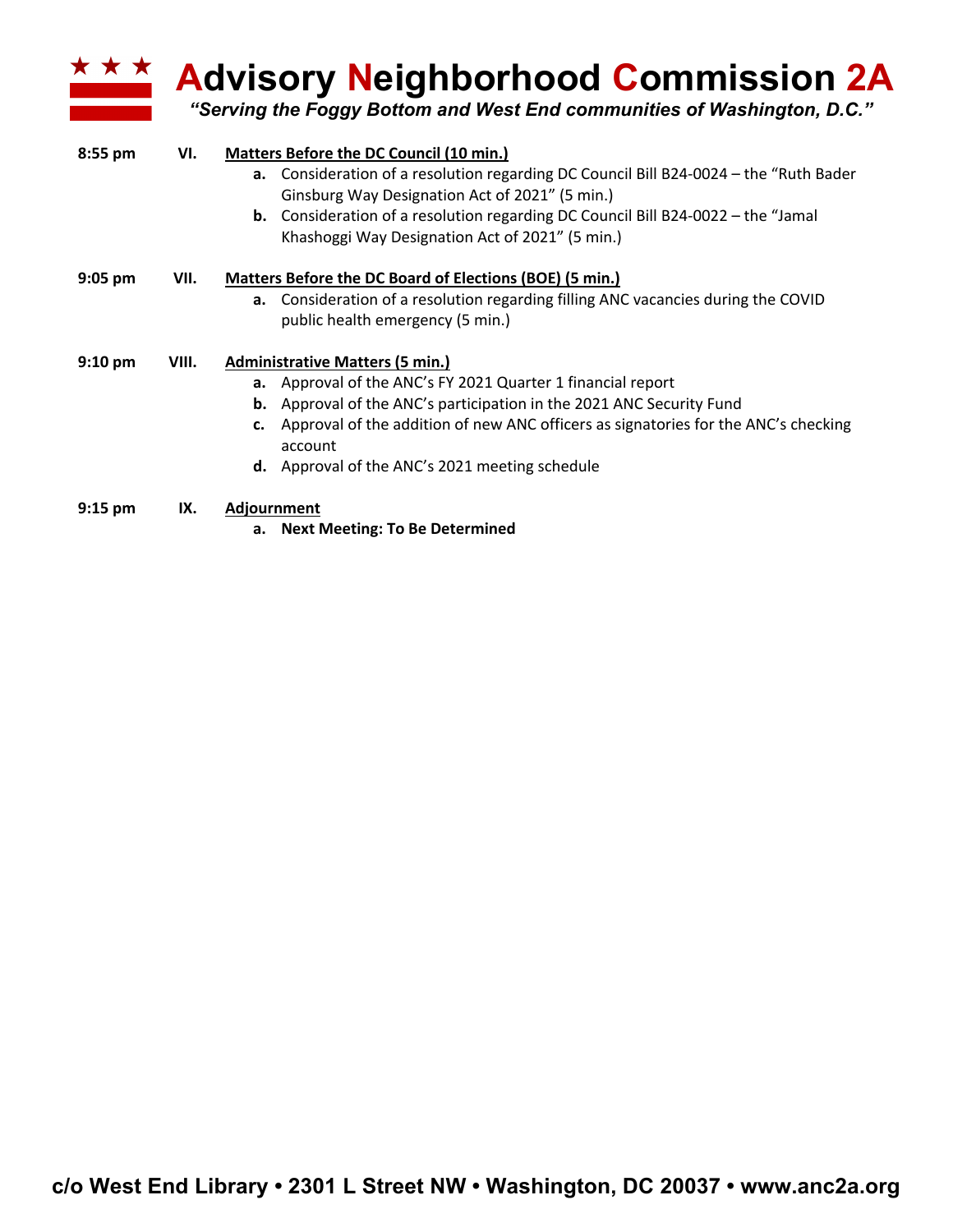# Advisory Neighborhood Commission 2A

*"Serving the Foggy Bottom and West End communities of Washington, D.C."*

**8:55 pm** **VI.** **Matters Before the DC Council (10 min.)**

- **a.** Consideration of a resolution regarding DC Council Bill B24-0024 – the "Ruth Bader Ginsburg Way Designation Act of 2021" (5 min.)
- **b.** Consideration of a resolution regarding DC Council Bill B24-0022 – the "Jamal Khashoggi Way Designation Act of 2021" (5 min.)

**9:05 pm** **VII.** **Matters Before the DC Board of Elections (BOE) (5 min.)**

- **a.** Consideration of a resolution regarding filling ANC vacancies during the COVID public health emergency (5 min.)

**9:10 pm** **VIII.** **Administrative Matters (5 min.)**

- **a.** Approval of the ANC's FY 2021 Quarter 1 financial report
- **b.** Approval of the ANC's participation in the 2021 ANC Security Fund
- **c.** Approval of the addition of new ANC officers as signatories for the ANC's checking account
- **d.** Approval of the ANC's 2021 meeting schedule

**9:15 pm** **IX.** **Adjournment**

- **a.** **Next Meeting: To Be Determined**

**c/o West End Library • 2301 L Street NW • Washington, DC 20037 • www.anc2a.org**